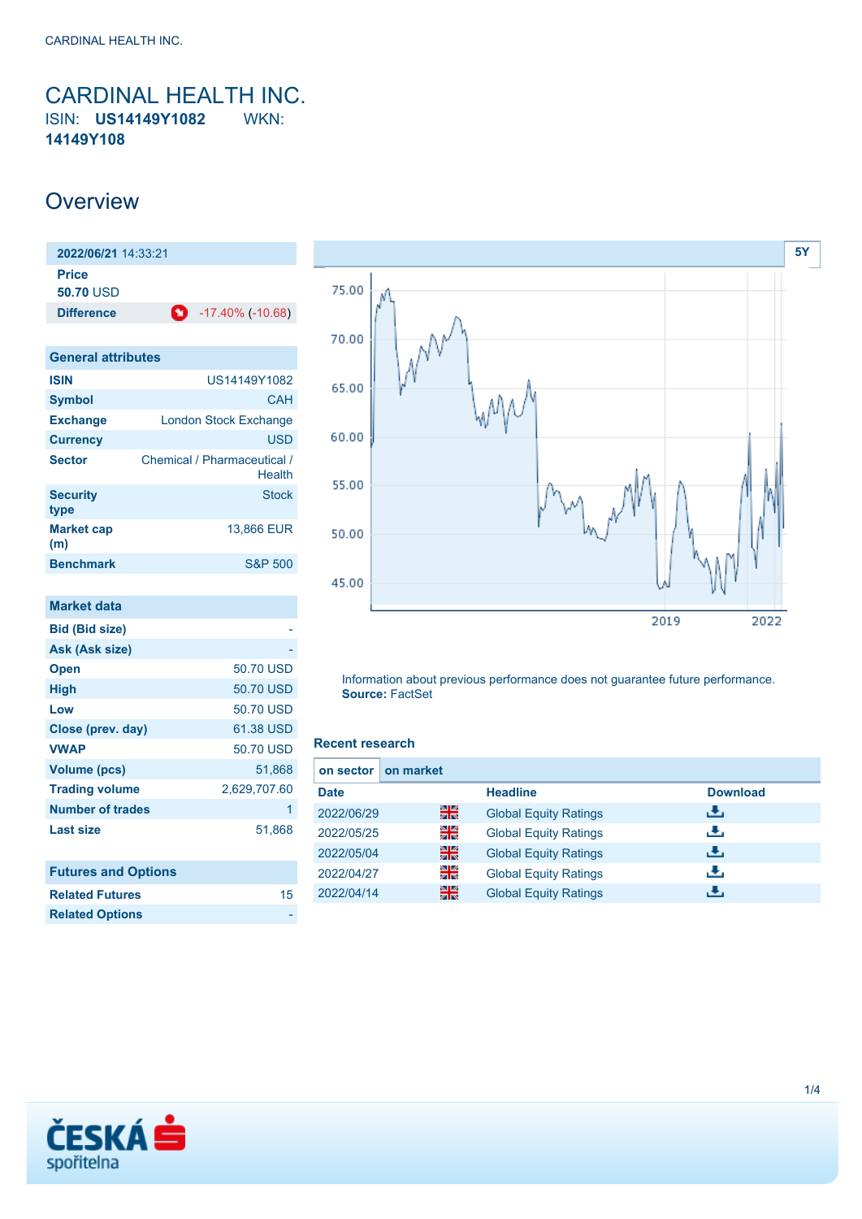# CARDINAL HEALTH INC.

ISIN: **US14149Y1082** WKN: **14149Y108**

## Overview

| | |
|---|---|
| **2022/06/21** 14:33:21 | |
| **Price** | |
| **50.70** USD | |
| **Difference** | -17.40% (-10.68) |

5Y

75.00
70.00
65.00
60.00
55.00
50.00
45.00
2019
2022

Information about previous performance does not guarantee future performance.
**Source:** FactSet

### General attributes

| | |
|---|---|
| **ISIN** | US14149Y1082 |
| **Symbol** | CAH |
| **Exchange** | London Stock Exchange |
| **Currency** | USD |
| **Sector** | Chemical / Pharmaceutical / Health |
| **Security type** | Stock |
| **Market cap (m)** | 13,866 EUR |
| **Benchmark** | S&P 500 |

### Market data

| | |
|---|---|
| **Bid (Bid size)** | - |
| **Ask (Ask size)** | - |
| **Open** | 50.70 USD |
| **High** | 50.70 USD |
| **Low** | 50.70 USD |
| **Close (prev. day)** | 61.38 USD |
| **VWAP** | 50.70 USD |
| **Volume (pcs)** | 51,868 |
| **Trading volume** | 2,629,707.60 |
| **Number of trades** | 1 |
| **Last size** | 51,868 |

### Futures and Options

| | |
|---|---|
| **Related Futures** | 15 |
| **Related Options** | - |

### Recent research

**on sector** | **on market**

| Date | | Headline | Download |
|---|---|---|---|
| 2022/06/29 | | Global Equity Ratings | |
| 2022/05/25 | | Global Equity Ratings | |
| 2022/05/04 | | Global Equity Ratings | |
| 2022/04/27 | | Global Equity Ratings | |
| 2022/04/14 | | Global Equity Ratings | |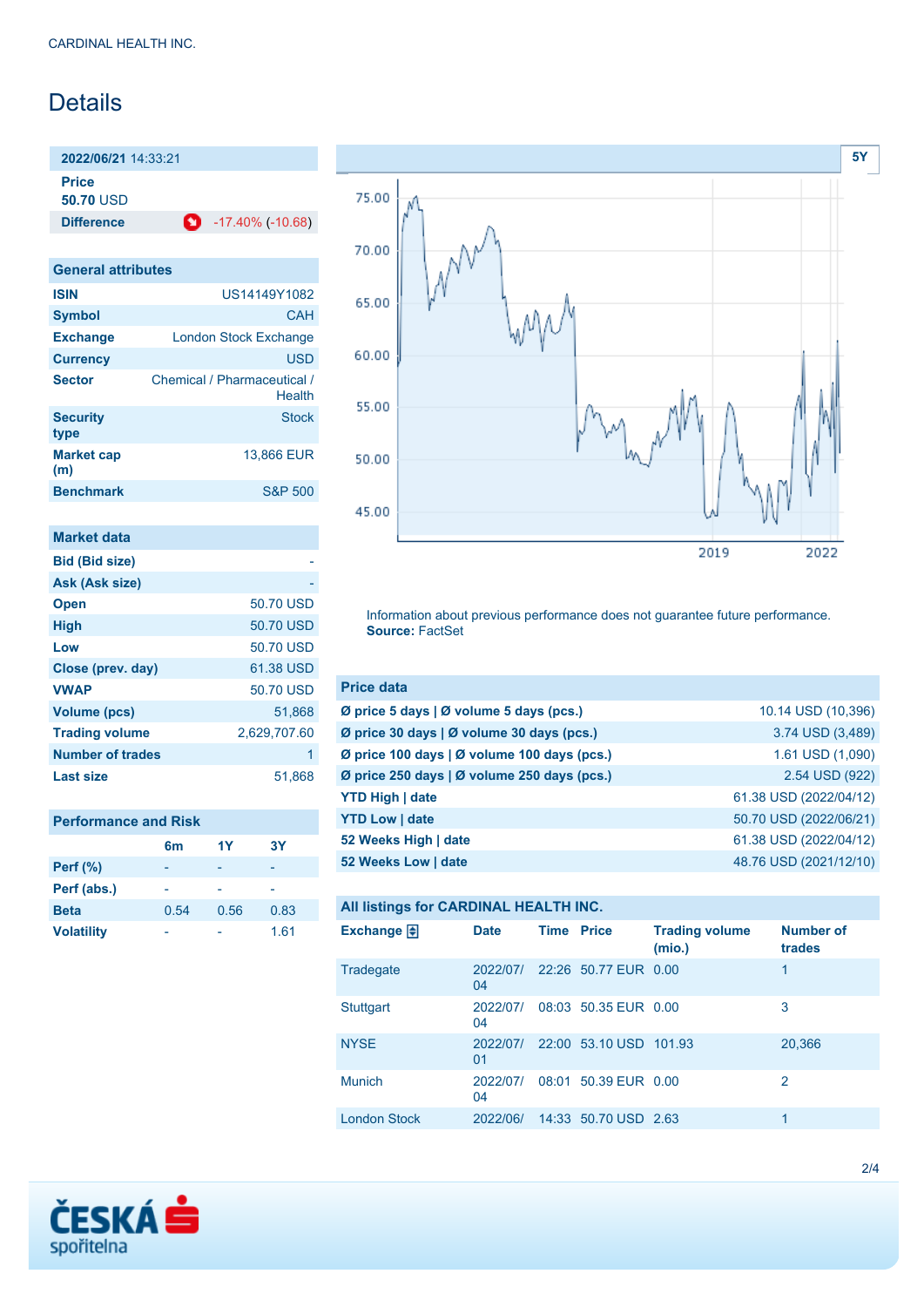# Details

| | |
|---|---|
| **2022/06/21** 14:33:21 | |
| **Price** 50.70 USD | |
| **Difference** | -17.40% (-10.68) |

| General attributes | |
|---|---|
| **ISIN** | US14149Y1082 |
| **Symbol** | CAH |
| **Exchange** | London Stock Exchange |
| **Currency** | USD |
| **Sector** | Chemical / Pharmaceutical / Health |
| **Security type** | Stock |
| **Market cap (m)** | 13,866 EUR |
| **Benchmark** | S&P 500 |

| Market data | |
|---|---|
| **Bid (Bid size)** | - |
| **Ask (Ask size)** | - |
| **Open** | 50.70 USD |
| **High** | 50.70 USD |
| **Low** | 50.70 USD |
| **Close (prev. day)** | 61.38 USD |
| **VWAP** | 50.70 USD |
| **Volume (pcs)** | 51,868 |
| **Trading volume** | 2,629,707.60 |
| **Number of trades** | 1 |
| **Last size** | 51,868 |

| Performance and Risk | 6m | 1Y | 3Y |
|---|---|---|---|
| **Perf (%)** | - | - | - |
| **Perf (abs.)** | - | - | - |
| **Beta** | 0.54 | 0.56 | 0.83 |
| **Volatility** | - | - | 1.61 |

5Y

75.00
70.00
65.00
60.00
55.00
50.00
45.00

2019
2022

Information about previous performance does not guarantee future performance.
**Source:** FactSet

| Price data | |
|---|---|
| **Ø price 5 days \| Ø volume 5 days (pcs.)** | 10.14 USD (10,396) |
| **Ø price 30 days \| Ø volume 30 days (pcs.)** | 3.74 USD (3,489) |
| **Ø price 100 days \| Ø volume 100 days (pcs.)** | 1.61 USD (1,090) |
| **Ø price 250 days \| Ø volume 250 days (pcs.)** | 2.54 USD (922) |
| **YTD High \| date** | 61.38 USD (2022/04/12) |
| **YTD Low \| date** | 50.70 USD (2022/06/21) |
| **52 Weeks High \| date** | 61.38 USD (2022/04/12) |
| **52 Weeks Low \| date** | 48.76 USD (2021/12/10) |

**All listings for CARDINAL HEALTH INC.**

| Exchange | Date | Time | Price | Trading volume (mio.) | Number of trades |
|---|---|---|---|---|---|
| Tradegate | 2022/07/04 | 22:26 | 50.77 EUR | 0.00 | 1 |
| Stuttgart | 2022/07/04 | 08:03 | 50.35 EUR | 0.00 | 3 |
| NYSE | 2022/07/01 | 22:00 | 53.10 USD | 101.93 | 20,366 |
| Munich | 2022/07/04 | 08:01 | 50.39 EUR | 0.00 | 2 |
| London Stock | 2022/06/ | 14:33 | 50.70 USD | 2.63 | 1 |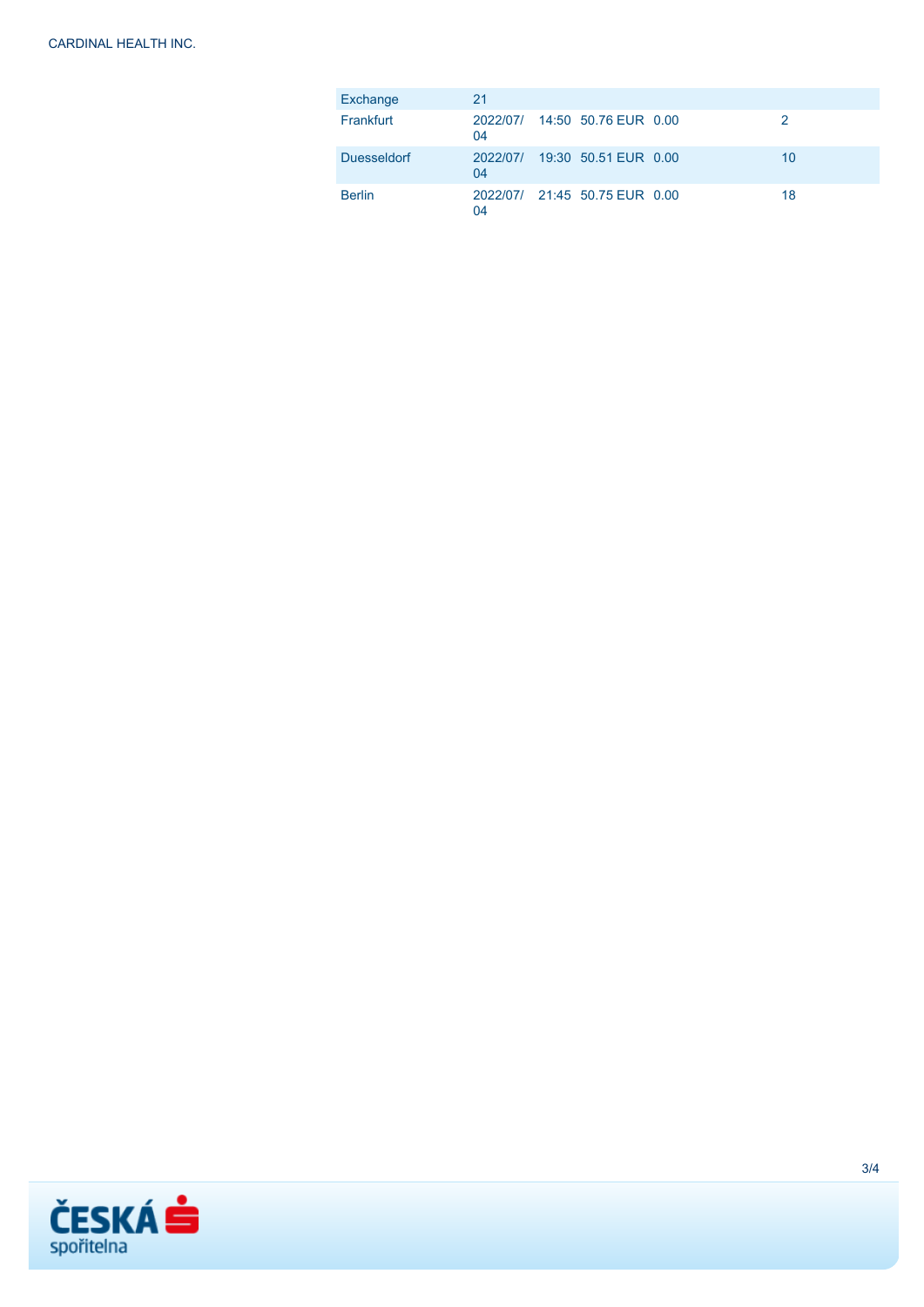| Exchange | 21 | | | | | |
| --- | --- | --- | --- | --- | --- | --- |
| Frankfurt | 2022/07/04 | 14:50 | 50.76 EUR | 0.00 | | 2 |
| Duesseldorf | 2022/07/04 | 19:30 | 50.51 EUR | 0.00 | | 10 |
| Berlin | 2022/07/04 | 21:45 | 50.75 EUR | 0.00 | | 18 |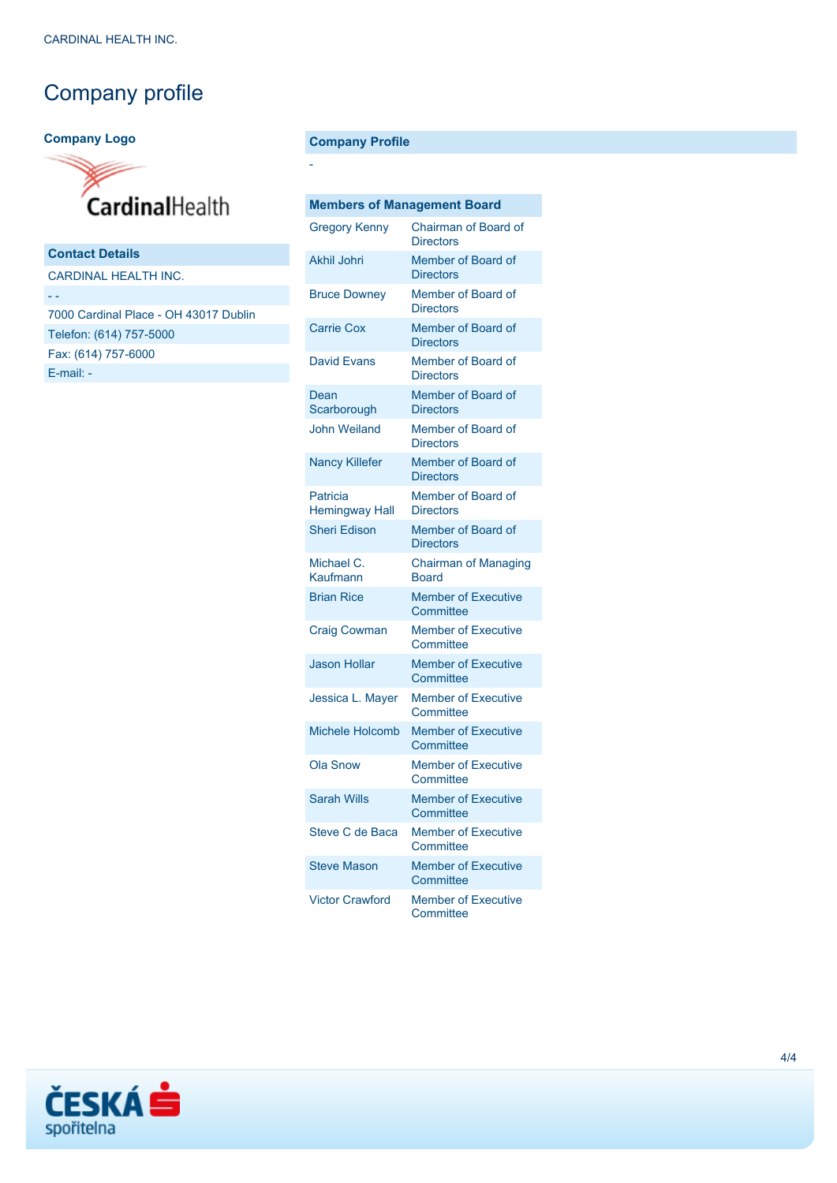# Company profile

**Company Logo**

| Contact Details |
|---|
| CARDINAL HEALTH INC. |
| - - |
| 7000 Cardinal Place - OH 43017 Dublin |
| Telefon: (614) 757-5000 |
| Fax: (614) 757-6000 |
| E-mail: - |

| Company Profile |
|---|
| - |

| Members of Management Board | |
|---|---|
| Gregory Kenny | Chairman of Board of Directors |
| Akhil Johri | Member of Board of Directors |
| Bruce Downey | Member of Board of Directors |
| Carrie Cox | Member of Board of Directors |
| David Evans | Member of Board of Directors |
| Dean Scarborough | Member of Board of Directors |
| John Weiland | Member of Board of Directors |
| Nancy Killefer | Member of Board of Directors |
| Patricia Hemingway Hall | Member of Board of Directors |
| Sheri Edison | Member of Board of Directors |
| Michael C. Kaufmann | Chairman of Managing Board |
| Brian Rice | Member of Executive Committee |
| Craig Cowman | Member of Executive Committee |
| Jason Hollar | Member of Executive Committee |
| Jessica L. Mayer | Member of Executive Committee |
| Michele Holcomb | Member of Executive Committee |
| Ola Snow | Member of Executive Committee |
| Sarah Wills | Member of Executive Committee |
| Steve C de Baca | Member of Executive Committee |
| Steve Mason | Member of Executive Committee |
| Victor Crawford | Member of Executive Committee |